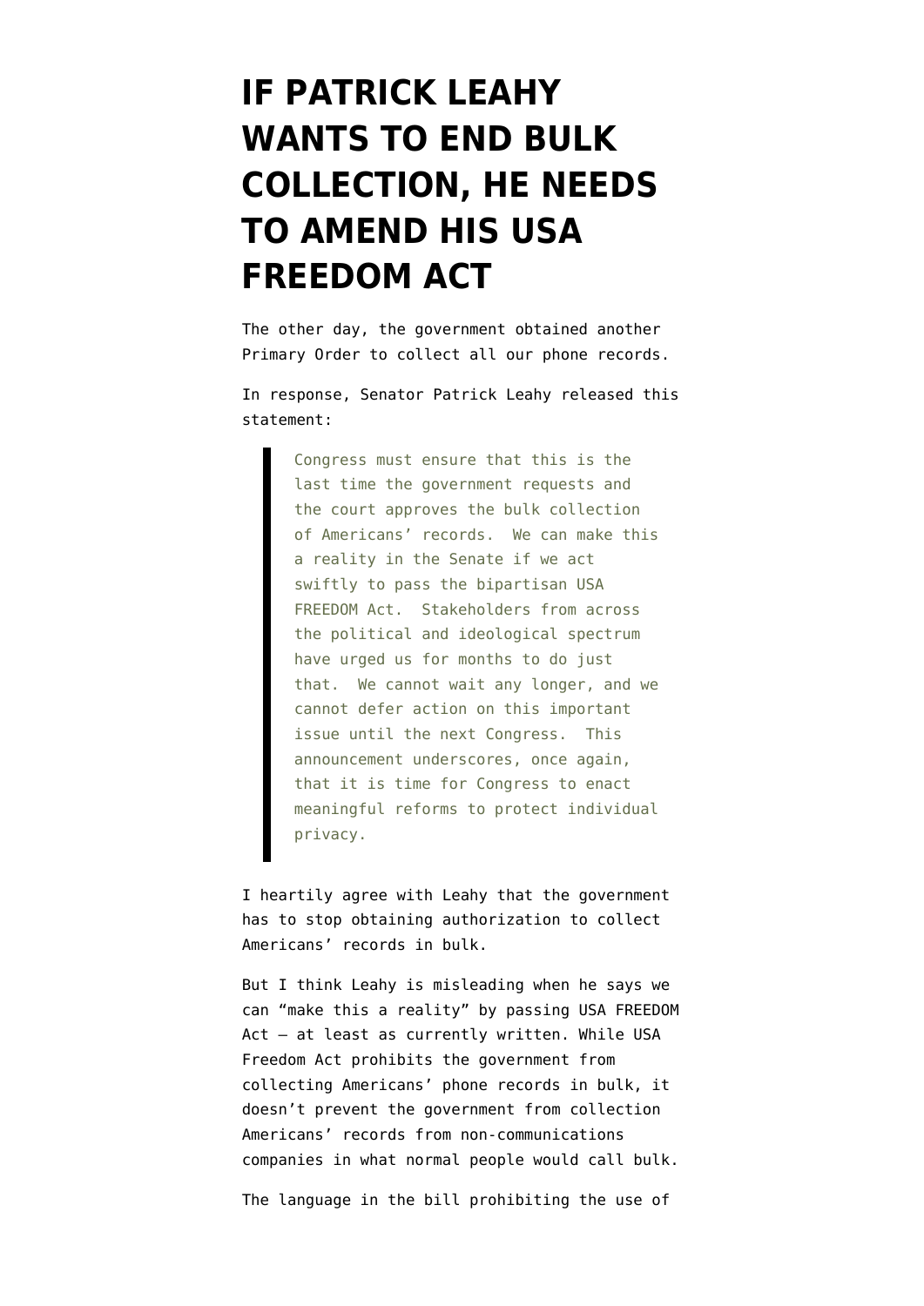# IF PATRICK LEAHY WANTS TO END BULK COLLECTION, HE NEEDS TO AMEND HIS USA FREEDOM ACT

The other day, the government obtained another Primary Order to collect all our phone records.

In response, Senator Patrick Leahy released this statement:

> Congress must ensure that this is the last time the government requests and the court approves the bulk collection of Americans' records. We can make this a reality in the Senate if we act swiftly to pass the bipartisan USA FREEDOM Act. Stakeholders from across the political and ideological spectrum have urged us for months to do just that. We cannot wait any longer, and we cannot defer action on this important issue until the next Congress. This announcement underscores, once again, that it is time for Congress to enact meaningful reforms to protect individual privacy.

I heartily agree with Leahy that the government has to stop obtaining authorization to collect Americans' records in bulk.

But I think Leahy is misleading when he says we can "make this a reality" by passing USA FREEDOM Act — at least as currently written. While USA Freedom Act prohibits the government from collecting Americans' phone records in bulk, it doesn't prevent the government from collection Americans' records from non-communications companies in what normal people would call bulk.

The language in the bill prohibiting the use of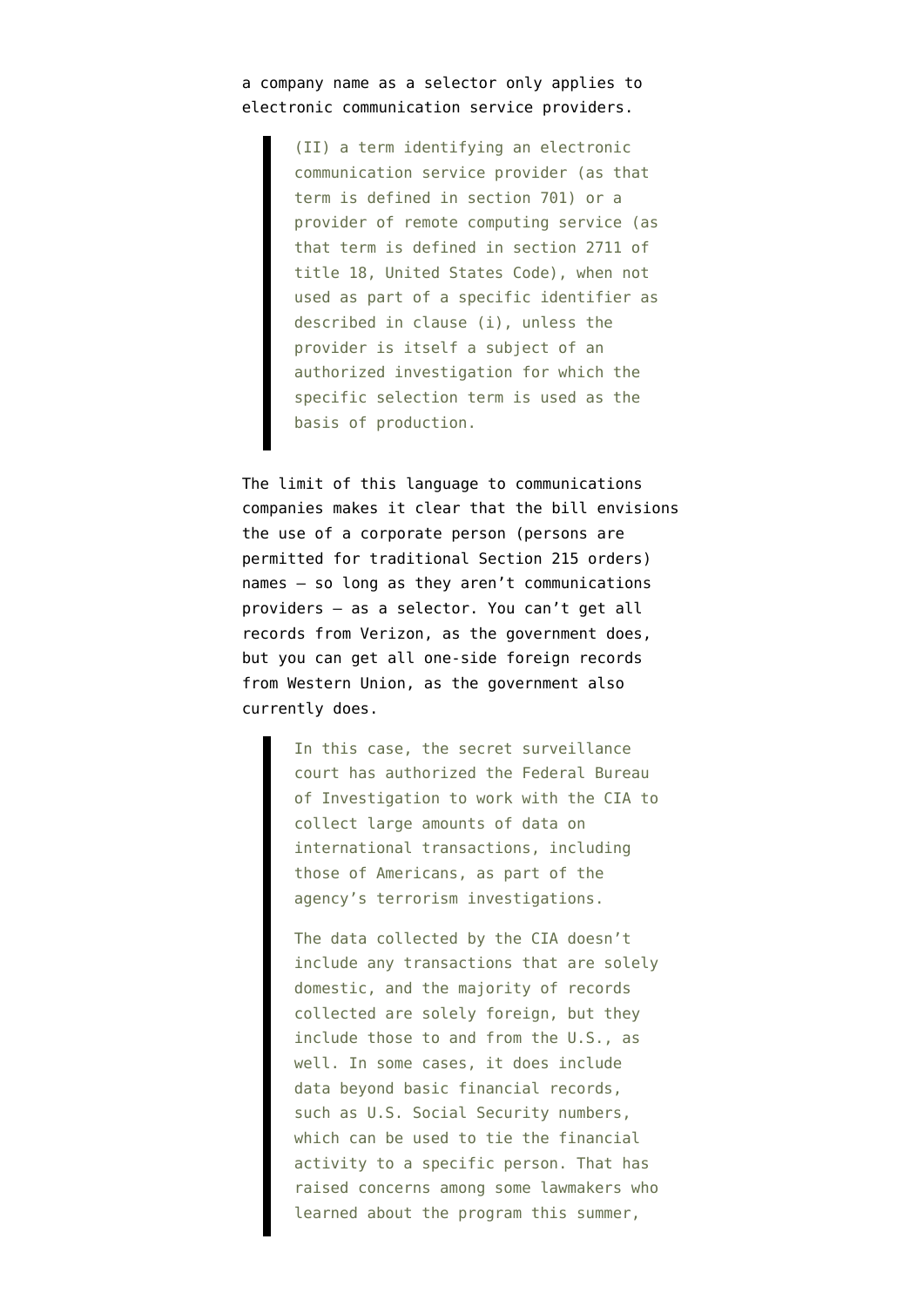a company name as a selector only applies to electronic communication service providers.

> (II) a term identifying an electronic communication service provider (as that term is defined in section 701) or a provider of remote computing service (as that term is defined in section 2711 of title 18, United States Code), when not used as part of a specific identifier as described in clause (i), unless the provider is itself a subject of an authorized investigation for which the specific selection term is used as the basis of production.

The limit of this language to communications companies makes it clear that the bill envisions the use of a corporate person (persons are permitted for traditional Section 215 orders) names — so long as they aren't communications providers — as a selector. You can't get all records from Verizon, as the government does, but you can get all one-side foreign records from Western Union, as the government also currently does.

> In this case, the secret surveillance court has authorized the Federal Bureau of Investigation to work with the CIA to collect large amounts of data on international transactions, including those of Americans, as part of the agency's terrorism investigations.
>
> The data collected by the CIA doesn't include any transactions that are solely domestic, and the majority of records collected are solely foreign, but they include those to and from the U.S., as well. In some cases, it does include data beyond basic financial records, such as U.S. Social Security numbers, which can be used to tie the financial activity to a specific person. That has raised concerns among some lawmakers who learned about the program this summer,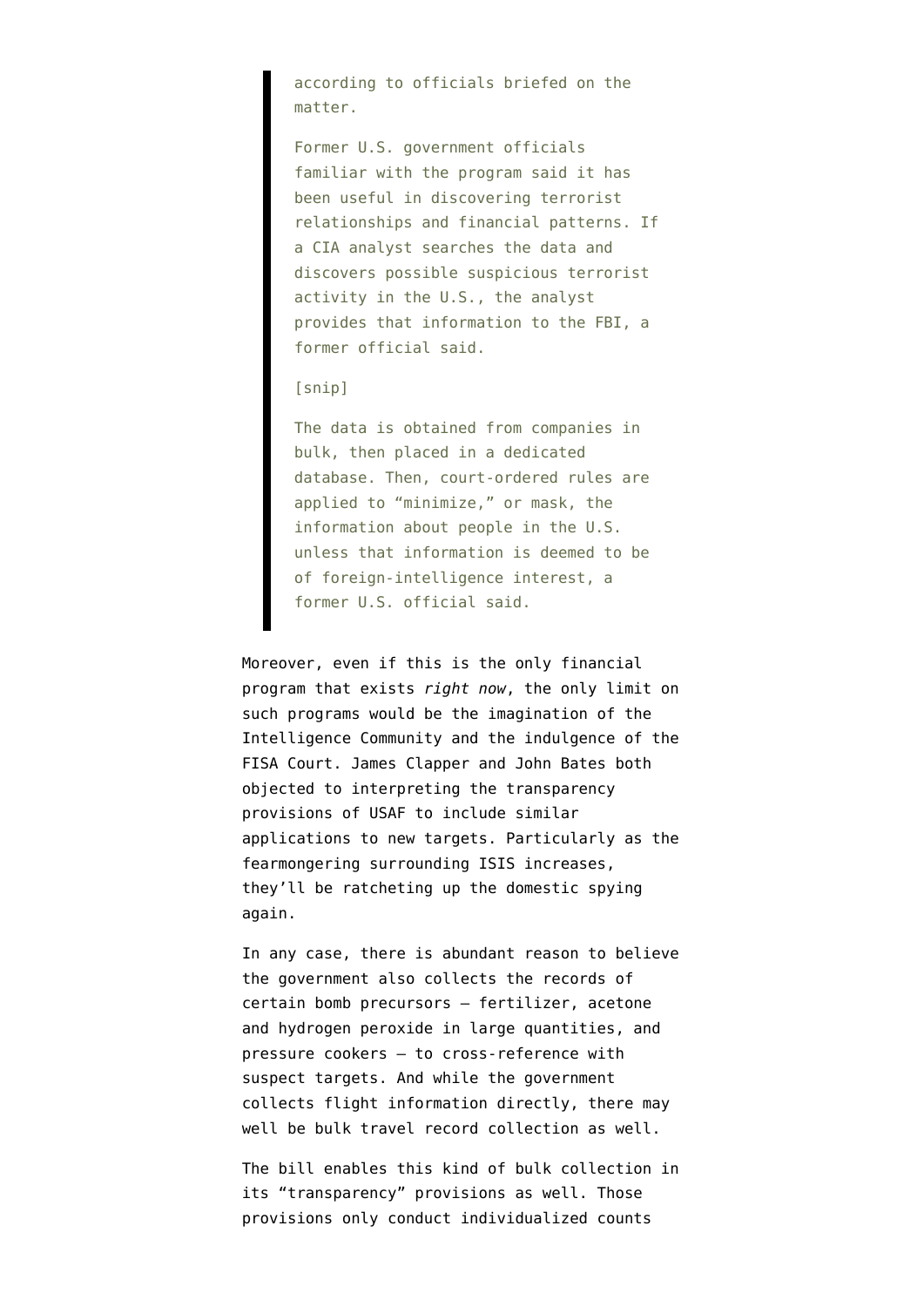> according to officials briefed on the matter.
>
> Former U.S. government officials familiar with the program said it has been useful in discovering terrorist relationships and financial patterns. If a CIA analyst searches the data and discovers possible suspicious terrorist activity in the U.S., the analyst provides that information to the FBI, a former official said.
>
> [snip]
>
> The data is obtained from companies in bulk, then placed in a dedicated database. Then, court-ordered rules are applied to "minimize," or mask, the information about people in the U.S. unless that information is deemed to be of foreign-intelligence interest, a former U.S. official said.

Moreover, even if this is the only financial program that exists *right now*, the only limit on such programs would be the imagination of the Intelligence Community and the indulgence of the FISA Court. James Clapper and John Bates both objected to interpreting the transparency provisions of USAF to include similar applications to new targets. Particularly as the fearmongering surrounding ISIS increases, they'll be ratcheting up the domestic spying again.

In any case, there is abundant reason to believe the government also collects the records of certain bomb precursors — fertilizer, acetone and hydrogen peroxide in large quantities, and pressure cookers — to cross-reference with suspect targets. And while the government collects flight information directly, there may well be bulk travel record collection as well.

The bill enables this kind of bulk collection in its "transparency" provisions as well. Those provisions only conduct individualized counts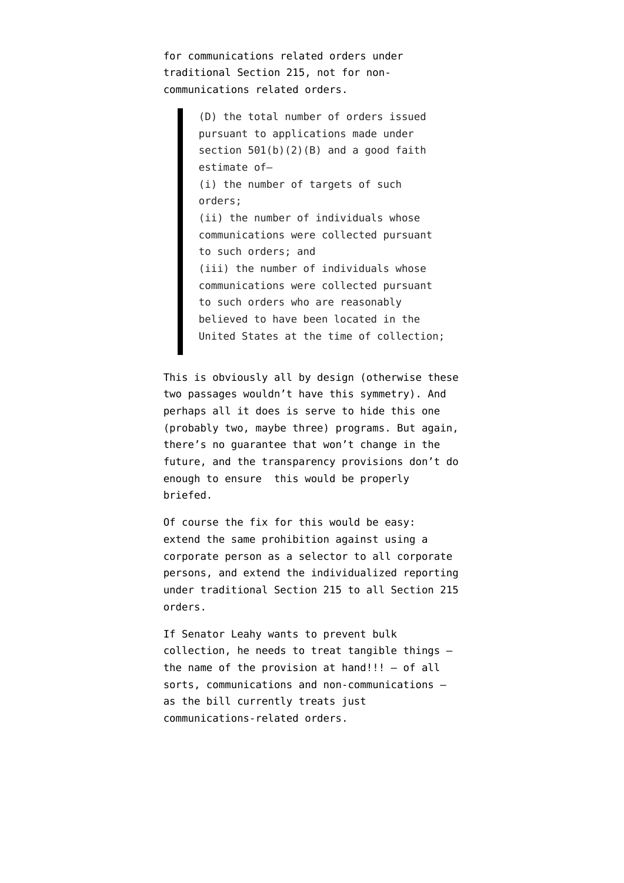for communications related orders under traditional Section 215, not for non-communications related orders.

> (D) the total number of orders issued pursuant to applications made under section 501(b)(2)(B) and a good faith estimate of—
> (i) the number of targets of such orders;
> (ii) the number of individuals whose communications were collected pursuant to such orders; and
> (iii) the number of individuals whose communications were collected pursuant to such orders who are reasonably believed to have been located in the United States at the time of collection;

This is obviously all by design (otherwise these two passages wouldn't have this symmetry). And perhaps all it does is serve to hide this one (probably two, maybe three) programs. But again, there's no guarantee that won't change in the future, and the transparency provisions don't do enough to ensure this would be properly briefed.

Of course the fix for this would be easy: extend the same prohibition against using a corporate person as a selector to all corporate persons, and extend the individualized reporting under traditional Section 215 to all Section 215 orders.

If Senator Leahy wants to prevent bulk collection, he needs to treat tangible things — the name of the provision at hand!!! — of all sorts, communications and non-communications — as the bill currently treats just communications-related orders.